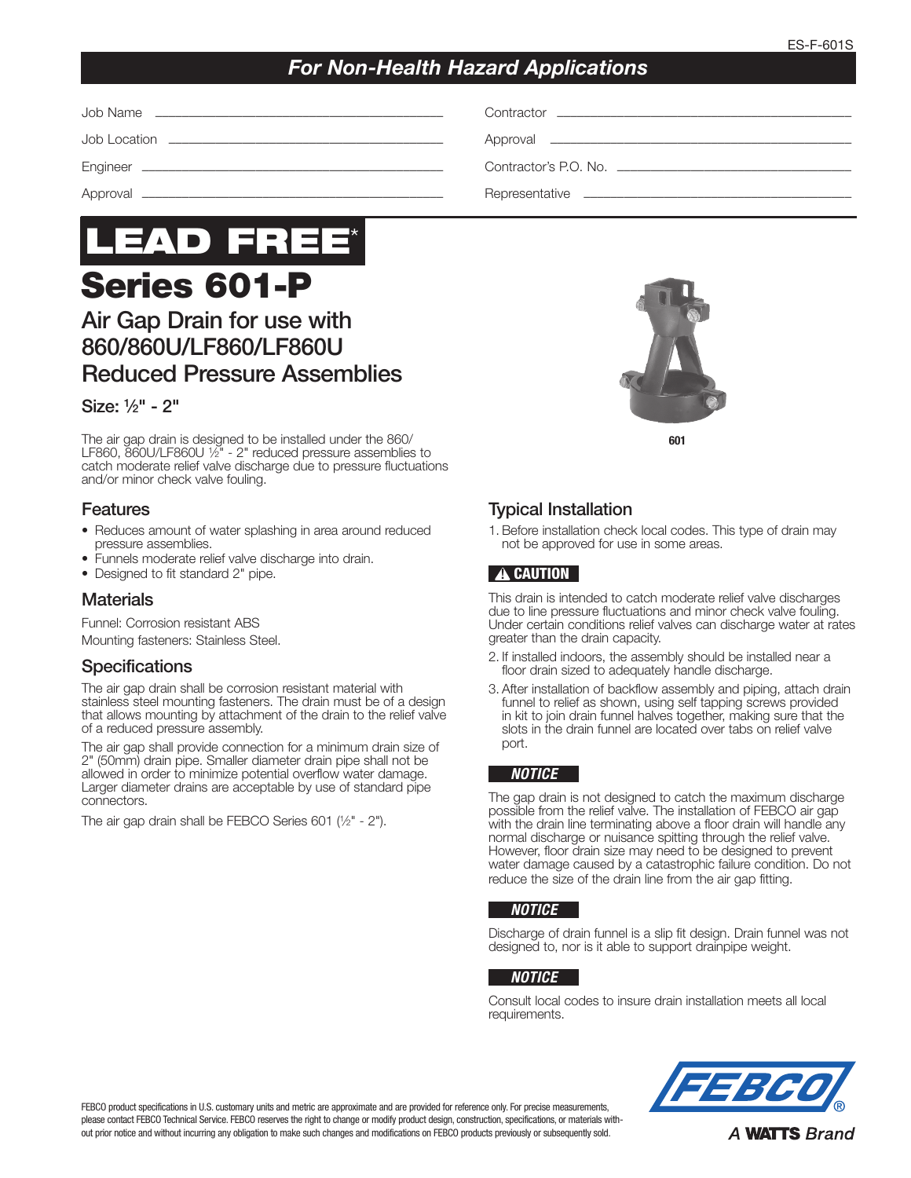ES-F-601S

## *For Non-Health Hazard Applications*

| | |
|---|---|
| Job Name ______________________ | Contractor ______________________ |
| Job Location ______________________ | Approval ______________________ |
| Engineer ______________________ | Contractor's P.O. No. ______________________ |
| Approval ______________________ | Representative ______________________ |

# LEAD FREE*

# Series 601-P

## Air Gap Drain for use with 860/860U/LF860/LF860U Reduced Pressure Assemblies

**Size: ½" - 2"**

The air gap drain is designed to be installed under the 860/LF860, 860U/LF860U ½" - 2" reduced pressure assemblies to catch moderate relief valve discharge due to pressure fluctuations and/or minor check valve fouling.

601

### Features

- Reduces amount of water splashing in area around reduced pressure assemblies.
- Funnels moderate relief valve discharge into drain.
- Designed to fit standard 2" pipe.

### Materials

Funnel: Corrosion resistant ABS
Mounting fasteners: Stainless Steel.

### Specifications

The air gap drain shall be corrosion resistant material with stainless steel mounting fasteners. The drain must be of a design that allows mounting by attachment of the drain to the relief valve of a reduced pressure assembly.

The air gap shall provide connection for a minimum drain size of 2" (50mm) drain pipe. Smaller diameter drain pipe shall not be allowed in order to minimize potential overflow water damage. Larger diameter drains are acceptable by use of standard pipe connectors.

The air gap drain shall be FEBCO Series 601 (½" - 2").

### Typical Installation

1. Before installation check local codes. This type of drain may not be approved for use in some areas.

**⚠ CAUTION**

This drain is intended to catch moderate relief valve discharges due to line pressure fluctuations and minor check valve fouling. Under certain conditions relief valves can discharge water at rates greater than the drain capacity.

2. If installed indoors, the assembly should be installed near a floor drain sized to adequately handle discharge.
3. After installation of backflow assembly and piping, attach drain funnel to relief as shown, using self tapping screws provided in kit to join drain funnel halves together, making sure that the slots in the drain funnel are located over tabs on relief valve port.

***NOTICE***

The gap drain is not designed to catch the maximum discharge possible from the relief valve. The installation of FEBCO air gap with the drain line terminating above a floor drain will handle any normal discharge or nuisance spitting through the relief valve. However, floor drain size may need to be designed to prevent water damage caused by a catastrophic failure condition. Do not reduce the size of the drain line from the air gap fitting.

***NOTICE***

Discharge of drain funnel is a slip fit design. Drain funnel was not designed to, nor is it able to support drainpipe weight.

***NOTICE***

Consult local codes to insure drain installation meets all local requirements.

FEBCO product specifications in U.S. customary units and metric are approximate and are provided for reference only. For precise measurements, please contact FEBCO Technical Service. FEBCO reserves the right to change or modify product design, construction, specifications, or materials without prior notice and without incurring any obligation to make such changes and modifications on FEBCO products previously or subsequently sold.

FEBCO®
A WATTS Brand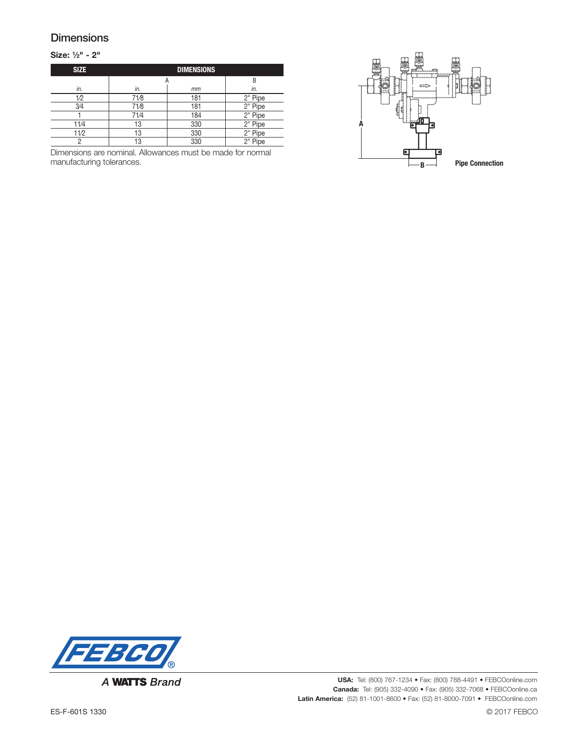## Dimensions

**Size: ½" - 2"**

| SIZE | DIMENSIONS | | |
|---|---|---|---|
| | A | | B |
| *in.* | *in.* | *mm* | *in.* |
| ½ | 7⅛ | 181 | 2" Pipe |
| ¾ | 7⅛ | 181 | 2" Pipe |
| 1 | 7¼ | 184 | 2" Pipe |
| 1¼ | 13 | 330 | 2" Pipe |
| 1½ | 13 | 330 | 2" Pipe |
| 2 | 13 | 330 | 2" Pipe |

Dimensions are nominal. Allowances must be made for normal manufacturing tolerances.

A

B

**Pipe Connection**

FEBCO®

A WATTS Brand

**USA:** Tel: (800) 767-1234 • Fax: (800) 788-4491 • FEBCOonline.com
**Canada:** Tel: (905) 332-4090 • Fax: (905) 332-7068 • FEBCOonline.ca
**Latin America:** (52) 81-1001-8600 • Fax: (52) 81-8000-7091 • FEBCOonline.com

ES-F-601S 1330

© 2017 FEBCO